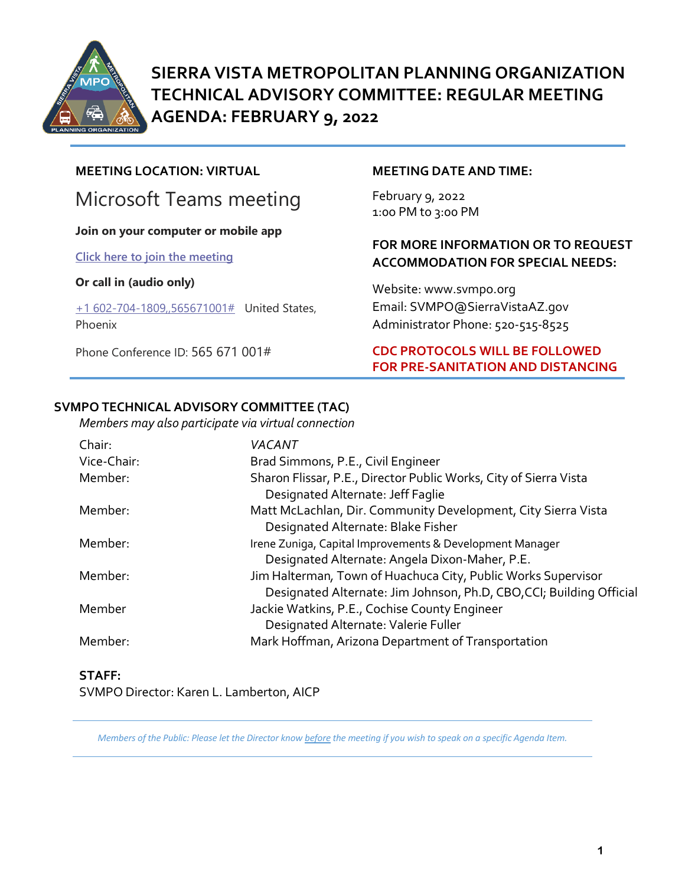# SIERRA VISTA METROPOLITAN PLANNING ORGANIZATION TECHNICAL ADVISORY COMMITTEE: REGULAR MEETING AGENDA: FEBRUARY 9, 2022

**MEETING LOCATION: VIRTUAL**

Microsoft Teams meeting

**Join on your computer or mobile app**

Click here to join the meeting

**Or call in (audio only)**

+1 602-704-1809,,565671001# United States, Phoenix

Phone Conference ID: 565 671 001#

**MEETING DATE AND TIME:**

February 9, 2022
1:00 PM to 3:00 PM

**FOR MORE INFORMATION OR TO REQUEST ACCOMMODATION FOR SPECIAL NEEDS:**

Website: www.svmpo.org
Email: SVMPO@SierraVistaAZ.gov
Administrator Phone: 520-515-8525

**CDC PROTOCOLS WILL BE FOLLOWED FOR PRE-SANITATION AND DISTANCING**

## SVMPO TECHNICAL ADVISORY COMMITTEE (TAC)

*Members may also participate via virtual connection*

| | |
|---|---|
| Chair: | *VACANT* |
| Vice-Chair: | Brad Simmons, P.E., Civil Engineer |
| Member: | Sharon Flissar, P.E., Director Public Works, City of Sierra Vista<br>Designated Alternate: Jeff Faglie |
| Member: | Matt McLachlan, Dir. Community Development, City Sierra Vista<br>Designated Alternate: Blake Fisher |
| Member: | Irene Zuniga, Capital Improvements & Development Manager<br>Designated Alternate: Angela Dixon-Maher, P.E. |
| Member: | Jim Halterman, Town of Huachuca City, Public Works Supervisor<br>Designated Alternate: Jim Johnson, Ph.D, CBO,CCI; Building Official |
| Member | Jackie Watkins, P.E., Cochise County Engineer<br>Designated Alternate: Valerie Fuller |
| Member: | Mark Hoffman, Arizona Department of Transportation |

**STAFF:**

SVMPO Director: Karen L. Lamberton, AICP

*Members of the Public: Please let the Director know before the meeting if you wish to speak on a specific Agenda Item.*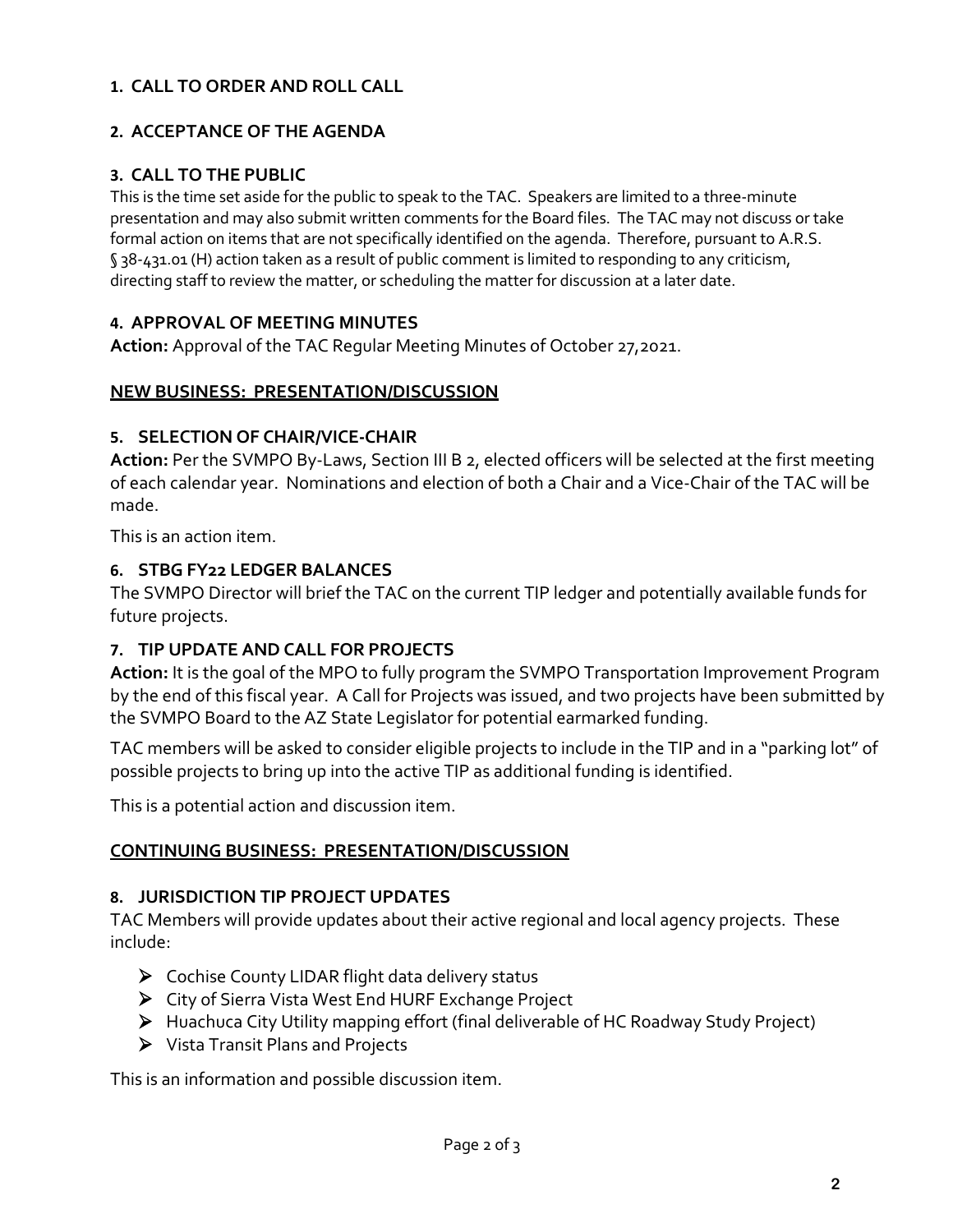**1. CALL TO ORDER AND ROLL CALL**

**2. ACCEPTANCE OF THE AGENDA**

**3. CALL TO THE PUBLIC**

This is the time set aside for the public to speak to the TAC. Speakers are limited to a three-minute presentation and may also submit written comments for the Board files. The TAC may not discuss or take formal action on items that are not specifically identified on the agenda. Therefore, pursuant to A.R.S. § 38-431.01 (H) action taken as a result of public comment is limited to responding to any criticism, directing staff to review the matter, or scheduling the matter for discussion at a later date.

**4. APPROVAL OF MEETING MINUTES**

**Action:** Approval of the TAC Regular Meeting Minutes of October 27,2021.

**NEW BUSINESS: PRESENTATION/DISCUSSION**

**5. SELECTION OF CHAIR/VICE-CHAIR**

**Action:** Per the SVMPO By-Laws, Section III B 2, elected officers will be selected at the first meeting of each calendar year. Nominations and election of both a Chair and a Vice-Chair of the TAC will be made.

This is an action item.

**6. STBG FY22 LEDGER BALANCES**

The SVMPO Director will brief the TAC on the current TIP ledger and potentially available funds for future projects.

**7. TIP UPDATE AND CALL FOR PROJECTS**

**Action:** It is the goal of the MPO to fully program the SVMPO Transportation Improvement Program by the end of this fiscal year. A Call for Projects was issued, and two projects have been submitted by the SVMPO Board to the AZ State Legislator for potential earmarked funding.

TAC members will be asked to consider eligible projects to include in the TIP and in a "parking lot" of possible projects to bring up into the active TIP as additional funding is identified.

This is a potential action and discussion item.

**CONTINUING BUSINESS: PRESENTATION/DISCUSSION**

**8. JURISDICTION TIP PROJECT UPDATES**

TAC Members will provide updates about their active regional and local agency projects. These include:

- Cochise County LIDAR flight data delivery status
- City of Sierra Vista West End HURF Exchange Project
- Huachuca City Utility mapping effort (final deliverable of HC Roadway Study Project)
- Vista Transit Plans and Projects

This is an information and possible discussion item.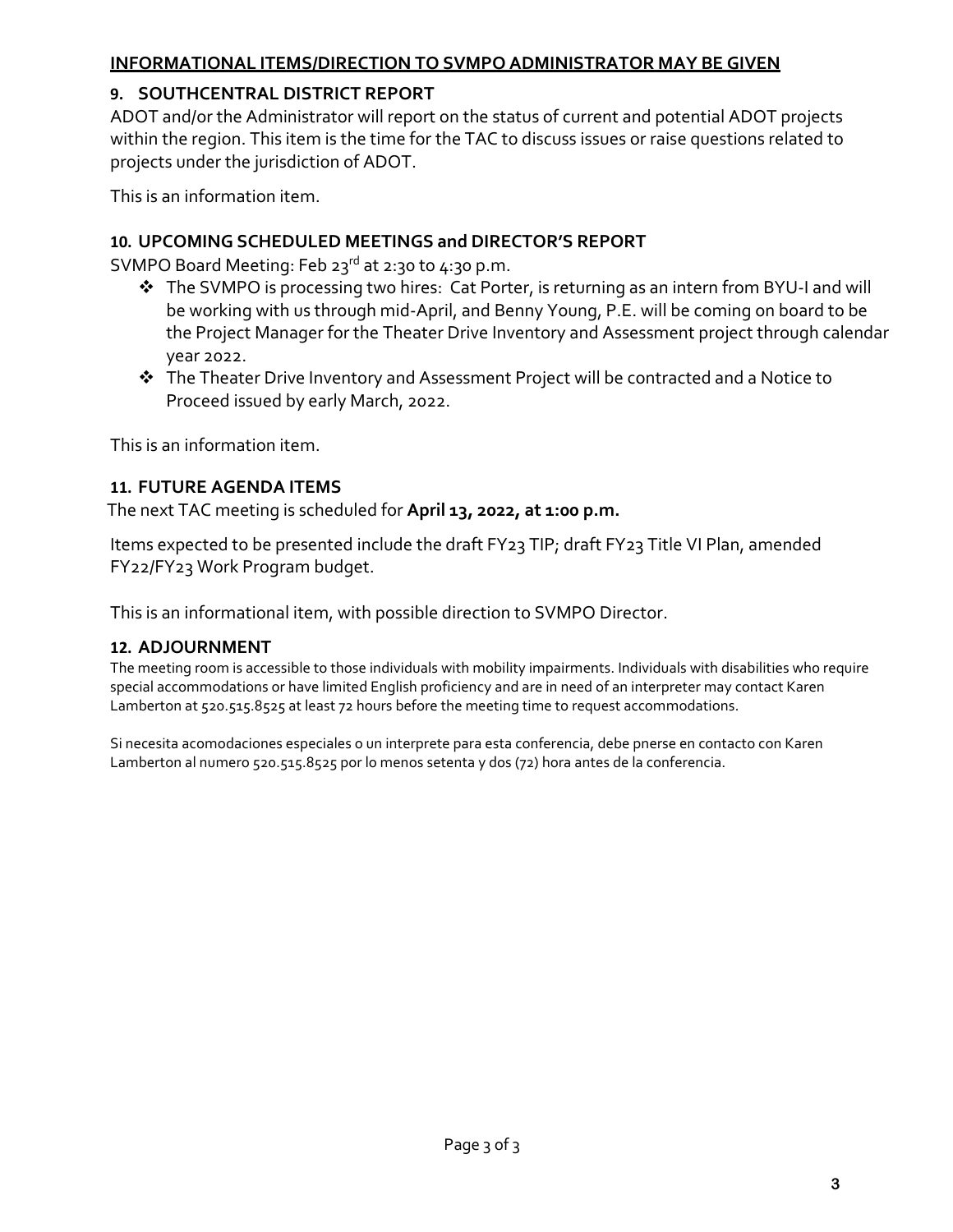## INFORMATIONAL ITEMS/DIRECTION TO SVMPO ADMINISTRATOR MAY BE GIVEN

### 9. SOUTHCENTRAL DISTRICT REPORT

ADOT and/or the Administrator will report on the status of current and potential ADOT projects within the region. This item is the time for the TAC to discuss issues or raise questions related to projects under the jurisdiction of ADOT.

This is an information item.

### 10. UPCOMING SCHEDULED MEETINGS and DIRECTOR'S REPORT

SVMPO Board Meeting: Feb 23rd at 2:30 to 4:30 p.m.

- The SVMPO is processing two hires: Cat Porter, is returning as an intern from BYU-I and will be working with us through mid-April, and Benny Young, P.E. will be coming on board to be the Project Manager for the Theater Drive Inventory and Assessment project through calendar year 2022.
- The Theater Drive Inventory and Assessment Project will be contracted and a Notice to Proceed issued by early March, 2022.

This is an information item.

### 11. FUTURE AGENDA ITEMS

The next TAC meeting is scheduled for **April 13, 2022, at 1:00 p.m.**

Items expected to be presented include the draft FY23 TIP; draft FY23 Title VI Plan, amended FY22/FY23 Work Program budget.

This is an informational item, with possible direction to SVMPO Director.

### 12. ADJOURNMENT

The meeting room is accessible to those individuals with mobility impairments. Individuals with disabilities who require special accommodations or have limited English proficiency and are in need of an interpreter may contact Karen Lamberton at 520.515.8525 at least 72 hours before the meeting time to request accommodations.

Si necesita acomodaciones especiales o un interprete para esta conferencia, debe pnerse en contacto con Karen Lamberton al numero 520.515.8525 por lo menos setenta y dos (72) hora antes de la conferencia.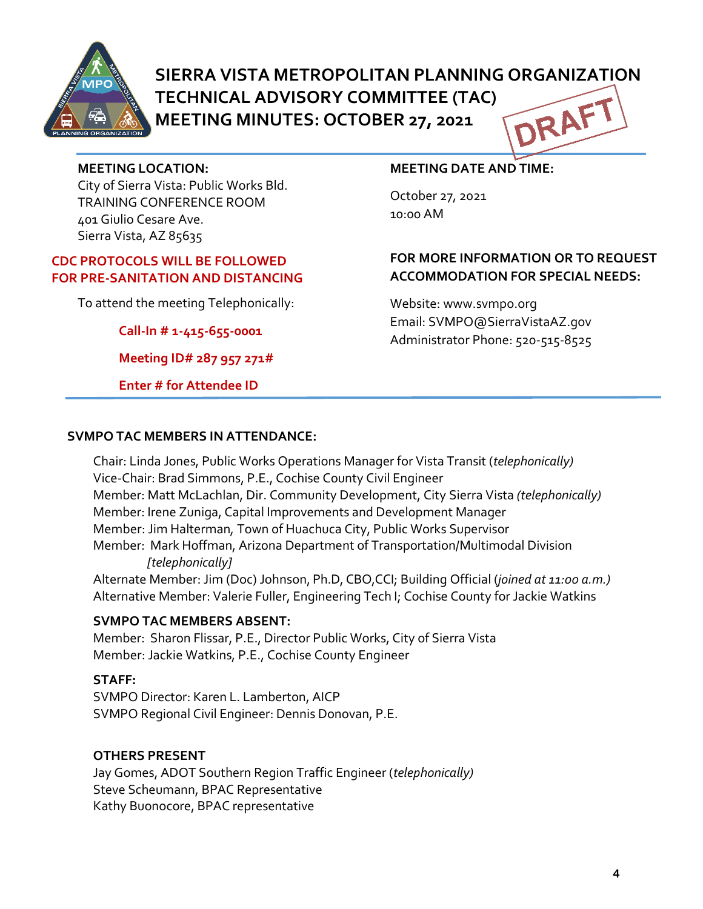# SIERRA VISTA METROPOLITAN PLANNING ORGANIZATION TECHNICAL ADVISORY COMMITTEE (TAC) MEETING MINUTES: OCTOBER 27, 2021

DRAFT

**MEETING LOCATION:**
City of Sierra Vista: Public Works Bld.
TRAINING CONFERENCE ROOM
401 Giulio Cesare Ave.
Sierra Vista, AZ 85635

**CDC PROTOCOLS WILL BE FOLLOWED FOR PRE-SANITATION AND DISTANCING**

To attend the meeting Telephonically:

**Call-In # 1-415-655-0001**

**Meeting ID# 287 957 271#**

**Enter # for Attendee ID**

**MEETING DATE AND TIME:**

October 27, 2021
10:00 AM

**FOR MORE INFORMATION OR TO REQUEST ACCOMMODATION FOR SPECIAL NEEDS:**

Website: www.svmpo.org
Email: SVMPO@SierraVistaAZ.gov
Administrator Phone: 520-515-8525

**SVMPO TAC MEMBERS IN ATTENDANCE:**

Chair: Linda Jones, Public Works Operations Manager for Vista Transit (*telephonically)*
Vice-Chair: Brad Simmons, P.E., Cochise County Civil Engineer
Member: Matt McLachlan, Dir. Community Development, City Sierra Vista *(telephonically)*
Member: Irene Zuniga, Capital Improvements and Development Manager
Member: Jim Halterman, Town of Huachuca City, Public Works Supervisor
Member: Mark Hoffman, Arizona Department of Transportation/Multimodal Division *[telephonically]*
Alternate Member: Jim (Doc) Johnson, Ph.D, CBO,CCI; Building Official (*joined at 11:00 a.m.)*
Alternative Member: Valerie Fuller, Engineering Tech I; Cochise County for Jackie Watkins

**SVMPO TAC MEMBERS ABSENT:**
Member: Sharon Flissar, P.E., Director Public Works, City of Sierra Vista
Member: Jackie Watkins, P.E., Cochise County Engineer

**STAFF:**
SVMPO Director: Karen L. Lamberton, AICP
SVMPO Regional Civil Engineer: Dennis Donovan, P.E.

**OTHERS PRESENT**
Jay Gomes, ADOT Southern Region Traffic Engineer (*telephonically)*
Steve Scheumann, BPAC Representative
Kathy Buonocore, BPAC representative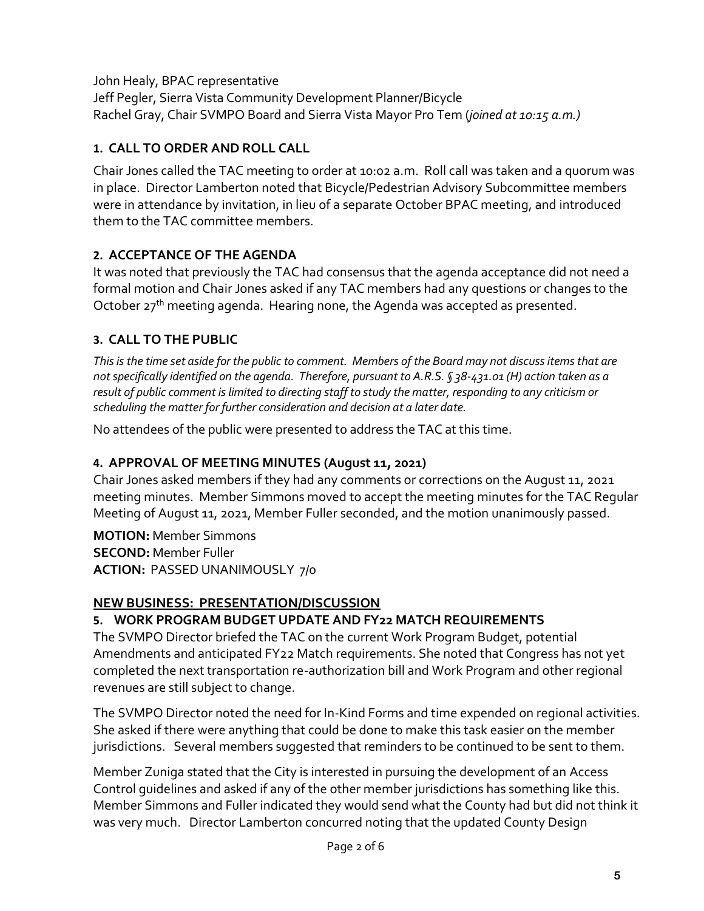John Healy, BPAC representative
Jeff Pegler, Sierra Vista Community Development Planner/Bicycle
Rachel Gray, Chair SVMPO Board and Sierra Vista Mayor Pro Tem (*joined at 10:15 a.m.)*

## 1. CALL TO ORDER AND ROLL CALL

Chair Jones called the TAC meeting to order at 10:02 a.m. Roll call was taken and a quorum was in place. Director Lamberton noted that Bicycle/Pedestrian Advisory Subcommittee members were in attendance by invitation, in lieu of a separate October BPAC meeting, and introduced them to the TAC committee members.

## 2. ACCEPTANCE OF THE AGENDA

It was noted that previously the TAC had consensus that the agenda acceptance did not need a formal motion and Chair Jones asked if any TAC members had any questions or changes to the October 27th meeting agenda. Hearing none, the Agenda was accepted as presented.

## 3. CALL TO THE PUBLIC

*This is the time set aside for the public to comment. Members of the Board may not discuss items that are not specifically identified on the agenda. Therefore, pursuant to A.R.S. § 38-431.01 (H) action taken as a result of public comment is limited to directing staff to study the matter, responding to any criticism or scheduling the matter for further consideration and decision at a later date.*

No attendees of the public were presented to address the TAC at this time.

## 4. APPROVAL OF MEETING MINUTES (August 11, 2021)

Chair Jones asked members if they had any comments or corrections on the August 11, 2021 meeting minutes. Member Simmons moved to accept the meeting minutes for the TAC Regular Meeting of August 11, 2021, Member Fuller seconded, and the motion unanimously passed.

**MOTION:** Member Simmons
**SECOND:** Member Fuller
**ACTION:** PASSED UNANIMOUSLY 7/0

## NEW BUSINESS: PRESENTATION/DISCUSSION

## 5. WORK PROGRAM BUDGET UPDATE AND FY22 MATCH REQUIREMENTS

The SVMPO Director briefed the TAC on the current Work Program Budget, potential Amendments and anticipated FY22 Match requirements. She noted that Congress has not yet completed the next transportation re-authorization bill and Work Program and other regional revenues are still subject to change.

The SVMPO Director noted the need for In-Kind Forms and time expended on regional activities. She asked if there were anything that could be done to make this task easier on the member jurisdictions. Several members suggested that reminders to be continued to be sent to them.

Member Zuniga stated that the City is interested in pursuing the development of an Access Control guidelines and asked if any of the other member jurisdictions has something like this. Member Simmons and Fuller indicated they would send what the County had but did not think it was very much. Director Lamberton concurred noting that the updated County Design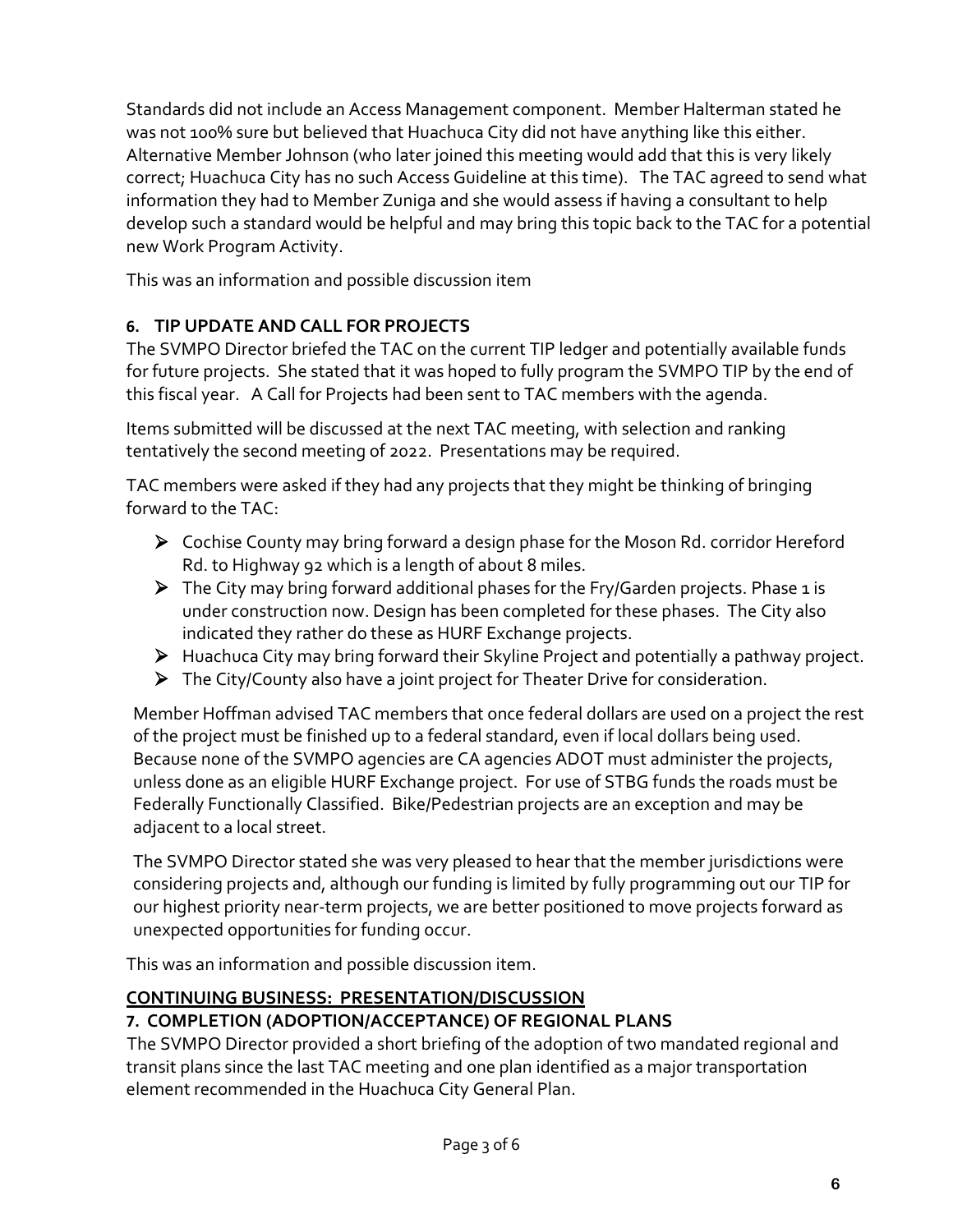Standards did not include an Access Management component. Member Halterman stated he was not 100% sure but believed that Huachuca City did not have anything like this either. Alternative Member Johnson (who later joined this meeting would add that this is very likely correct; Huachuca City has no such Access Guideline at this time). The TAC agreed to send what information they had to Member Zuniga and she would assess if having a consultant to help develop such a standard would be helpful and may bring this topic back to the TAC for a potential new Work Program Activity.

This was an information and possible discussion item

### 6. TIP UPDATE AND CALL FOR PROJECTS

The SVMPO Director briefed the TAC on the current TIP ledger and potentially available funds for future projects. She stated that it was hoped to fully program the SVMPO TIP by the end of this fiscal year. A Call for Projects had been sent to TAC members with the agenda.

Items submitted will be discussed at the next TAC meeting, with selection and ranking tentatively the second meeting of 2022. Presentations may be required.

TAC members were asked if they had any projects that they might be thinking of bringing forward to the TAC:

- Cochise County may bring forward a design phase for the Moson Rd. corridor Hereford Rd. to Highway 92 which is a length of about 8 miles.
- The City may bring forward additional phases for the Fry/Garden projects. Phase 1 is under construction now. Design has been completed for these phases. The City also indicated they rather do these as HURF Exchange projects.
- Huachuca City may bring forward their Skyline Project and potentially a pathway project.
- The City/County also have a joint project for Theater Drive for consideration.

Member Hoffman advised TAC members that once federal dollars are used on a project the rest of the project must be finished up to a federal standard, even if local dollars being used. Because none of the SVMPO agencies are CA agencies ADOT must administer the projects, unless done as an eligible HURF Exchange project. For use of STBG funds the roads must be Federally Functionally Classified. Bike/Pedestrian projects are an exception and may be adjacent to a local street.

The SVMPO Director stated she was very pleased to hear that the member jurisdictions were considering projects and, although our funding is limited by fully programming out our TIP for our highest priority near-term projects, we are better positioned to move projects forward as unexpected opportunities for funding occur.

This was an information and possible discussion item.

## CONTINUING BUSINESS: PRESENTATION/DISCUSSION

### 7. COMPLETION (ADOPTION/ACCEPTANCE) OF REGIONAL PLANS

The SVMPO Director provided a short briefing of the adoption of two mandated regional and transit plans since the last TAC meeting and one plan identified as a major transportation element recommended in the Huachuca City General Plan.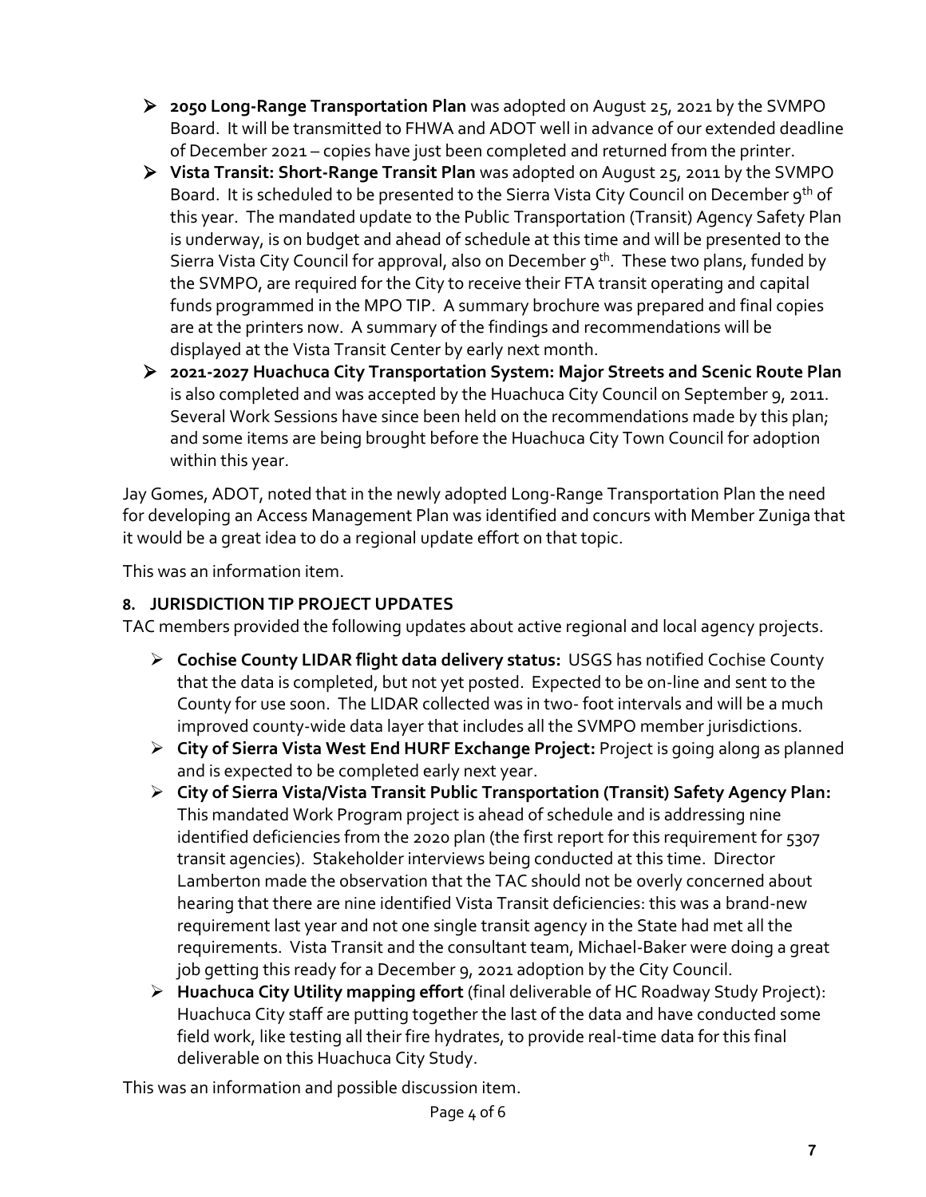- **2050 Long-Range Transportation Plan** was adopted on August 25, 2021 by the SVMPO Board. It will be transmitted to FHWA and ADOT well in advance of our extended deadline of December 2021 – copies have just been completed and returned from the printer.
- **Vista Transit: Short-Range Transit Plan** was adopted on August 25, 2011 by the SVMPO Board. It is scheduled to be presented to the Sierra Vista City Council on December 9th of this year. The mandated update to the Public Transportation (Transit) Agency Safety Plan is underway, is on budget and ahead of schedule at this time and will be presented to the Sierra Vista City Council for approval, also on December 9th. These two plans, funded by the SVMPO, are required for the City to receive their FTA transit operating and capital funds programmed in the MPO TIP. A summary brochure was prepared and final copies are at the printers now. A summary of the findings and recommendations will be displayed at the Vista Transit Center by early next month.
- **2021-2027 Huachuca City Transportation System: Major Streets and Scenic Route Plan** is also completed and was accepted by the Huachuca City Council on September 9, 2011. Several Work Sessions have since been held on the recommendations made by this plan; and some items are being brought before the Huachuca City Town Council for adoption within this year.

Jay Gomes, ADOT, noted that in the newly adopted Long-Range Transportation Plan the need for developing an Access Management Plan was identified and concurs with Member Zuniga that it would be a great idea to do a regional update effort on that topic.

This was an information item.

**8. JURISDICTION TIP PROJECT UPDATES**

TAC members provided the following updates about active regional and local agency projects.

- **Cochise County LIDAR flight data delivery status:** USGS has notified Cochise County that the data is completed, but not yet posted. Expected to be on-line and sent to the County for use soon. The LIDAR collected was in two- foot intervals and will be a much improved county-wide data layer that includes all the SVMPO member jurisdictions.
- **City of Sierra Vista West End HURF Exchange Project:** Project is going along as planned and is expected to be completed early next year.
- **City of Sierra Vista/Vista Transit Public Transportation (Transit) Safety Agency Plan:** This mandated Work Program project is ahead of schedule and is addressing nine identified deficiencies from the 2020 plan (the first report for this requirement for 5307 transit agencies). Stakeholder interviews being conducted at this time. Director Lamberton made the observation that the TAC should not be overly concerned about hearing that there are nine identified Vista Transit deficiencies: this was a brand-new requirement last year and not one single transit agency in the State had met all the requirements. Vista Transit and the consultant team, Michael-Baker were doing a great job getting this ready for a December 9, 2021 adoption by the City Council.
- **Huachuca City Utility mapping effort** (final deliverable of HC Roadway Study Project): Huachuca City staff are putting together the last of the data and have conducted some field work, like testing all their fire hydrates, to provide real-time data for this final deliverable on this Huachuca City Study.

This was an information and possible discussion item.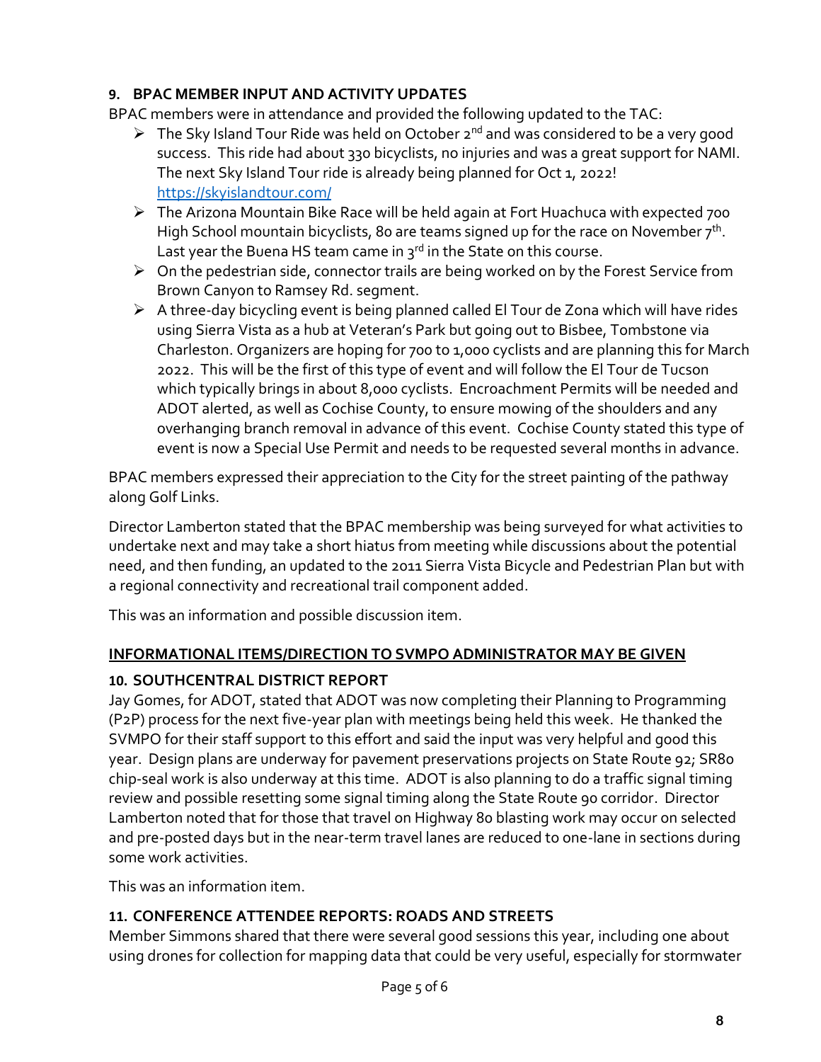### 9. BPAC MEMBER INPUT AND ACTIVITY UPDATES

BPAC members were in attendance and provided the following updated to the TAC:

- The Sky Island Tour Ride was held on October 2nd and was considered to be a very good success. This ride had about 330 bicyclists, no injuries and was a great support for NAMI. The next Sky Island Tour ride is already being planned for Oct 1, 2022! https://skyislandtour.com/
- The Arizona Mountain Bike Race will be held again at Fort Huachuca with expected 700 High School mountain bicyclists, 80 are teams signed up for the race on November 7th. Last year the Buena HS team came in 3rd in the State on this course.
- On the pedestrian side, connector trails are being worked on by the Forest Service from Brown Canyon to Ramsey Rd. segment.
- A three-day bicycling event is being planned called El Tour de Zona which will have rides using Sierra Vista as a hub at Veteran's Park but going out to Bisbee, Tombstone via Charleston. Organizers are hoping for 700 to 1,000 cyclists and are planning this for March 2022. This will be the first of this type of event and will follow the El Tour de Tucson which typically brings in about 8,000 cyclists. Encroachment Permits will be needed and ADOT alerted, as well as Cochise County, to ensure mowing of the shoulders and any overhanging branch removal in advance of this event. Cochise County stated this type of event is now a Special Use Permit and needs to be requested several months in advance.

BPAC members expressed their appreciation to the City for the street painting of the pathway along Golf Links.

Director Lamberton stated that the BPAC membership was being surveyed for what activities to undertake next and may take a short hiatus from meeting while discussions about the potential need, and then funding, an updated to the 2011 Sierra Vista Bicycle and Pedestrian Plan but with a regional connectivity and recreational trail component added.

This was an information and possible discussion item.

## INFORMATIONAL ITEMS/DIRECTION TO SVMPO ADMINISTRATOR MAY BE GIVEN

### 10. SOUTHCENTRAL DISTRICT REPORT

Jay Gomes, for ADOT, stated that ADOT was now completing their Planning to Programming (P2P) process for the next five-year plan with meetings being held this week. He thanked the SVMPO for their staff support to this effort and said the input was very helpful and good this year. Design plans are underway for pavement preservations projects on State Route 92; SR80 chip-seal work is also underway at this time. ADOT is also planning to do a traffic signal timing review and possible resetting some signal timing along the State Route 90 corridor. Director Lamberton noted that for those that travel on Highway 80 blasting work may occur on selected and pre-posted days but in the near-term travel lanes are reduced to one-lane in sections during some work activities.

This was an information item.

### 11. CONFERENCE ATTENDEE REPORTS: ROADS AND STREETS

Member Simmons shared that there were several good sessions this year, including one about using drones for collection for mapping data that could be very useful, especially for stormwater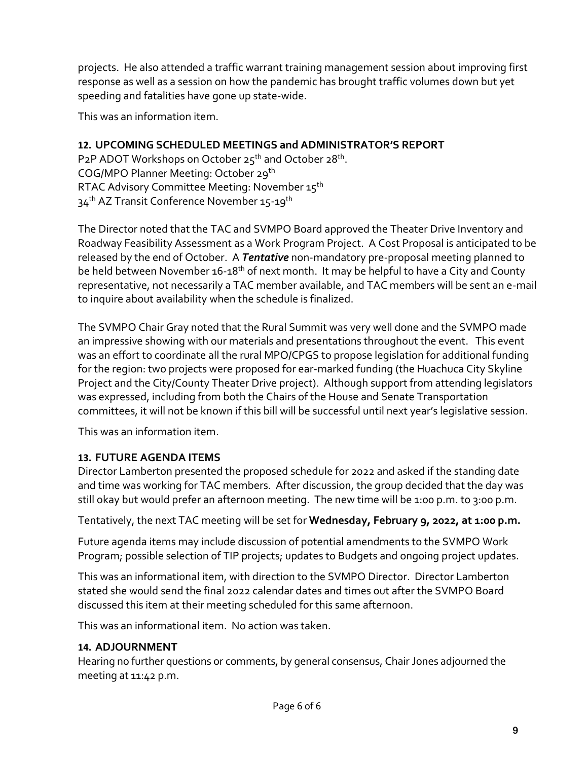projects. He also attended a traffic warrant training management session about improving first response as well as a session on how the pandemic has brought traffic volumes down but yet speeding and fatalities have gone up state-wide.

This was an information item.

**12. UPCOMING SCHEDULED MEETINGS and ADMINISTRATOR'S REPORT**

P2P ADOT Workshops on October 25th and October 28th.
COG/MPO Planner Meeting: October 29th
RTAC Advisory Committee Meeting: November 15th
34th AZ Transit Conference November 15-19th

The Director noted that the TAC and SVMPO Board approved the Theater Drive Inventory and Roadway Feasibility Assessment as a Work Program Project. A Cost Proposal is anticipated to be released by the end of October. A ***Tentative*** non-mandatory pre-proposal meeting planned to be held between November 16-18th of next month. It may be helpful to have a City and County representative, not necessarily a TAC member available, and TAC members will be sent an e-mail to inquire about availability when the schedule is finalized.

The SVMPO Chair Gray noted that the Rural Summit was very well done and the SVMPO made an impressive showing with our materials and presentations throughout the event. This event was an effort to coordinate all the rural MPO/CPGS to propose legislation for additional funding for the region: two projects were proposed for ear-marked funding (the Huachuca City Skyline Project and the City/County Theater Drive project). Although support from attending legislators was expressed, including from both the Chairs of the House and Senate Transportation committees, it will not be known if this bill will be successful until next year's legislative session.

This was an information item.

**13. FUTURE AGENDA ITEMS**

Director Lamberton presented the proposed schedule for 2022 and asked if the standing date and time was working for TAC members. After discussion, the group decided that the day was still okay but would prefer an afternoon meeting. The new time will be 1:00 p.m. to 3:00 p.m.

Tentatively, the next TAC meeting will be set for **Wednesday, February 9, 2022, at 1:00 p.m.**

Future agenda items may include discussion of potential amendments to the SVMPO Work Program; possible selection of TIP projects; updates to Budgets and ongoing project updates.

This was an informational item, with direction to the SVMPO Director. Director Lamberton stated she would send the final 2022 calendar dates and times out after the SVMPO Board discussed this item at their meeting scheduled for this same afternoon.

This was an informational item. No action was taken.

**14. ADJOURNMENT**

Hearing no further questions or comments, by general consensus, Chair Jones adjourned the meeting at 11:42 p.m.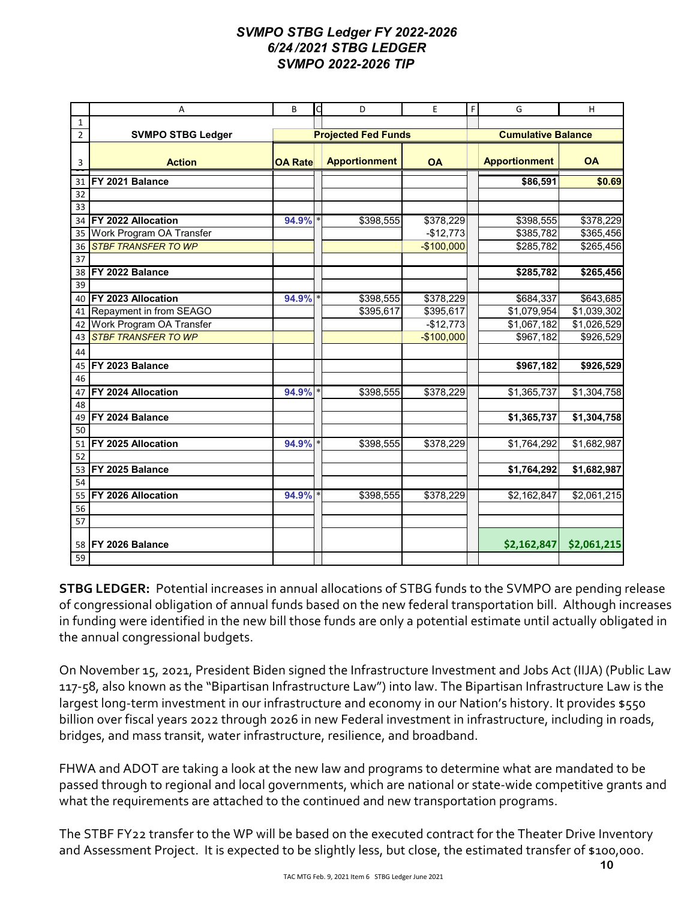# SVMPO STBG Ledger FY 2022-2026
## 6/24/2021 STBG LEDGER
## SVMPO 2022-2026 TIP

| | A | B | C | D | E | F | G | H |
|---|---|---|---|---|---|---|---|---|
| 1 | | | | | | | | |
| 2 | **SVMPO STBG Ledger** | **Projected Fed Funds** | | | | | **Cumulative Balance** | |
| 3 | **Action** | **OA Rate** | | **Apportionment** | **OA** | | **Apportionment** | **OA** |
| 31 | **FY 2021 Balance** | | | | | | **$86,591** | **$0.69** |
| 32 | | | | | | | | |
| 33 | | | | | | | | |
| 34 | **FY 2022 Allocation** | **94.9%** | * | $398,555 | $378,229 | | $398,555 | $378,229 |
| 35 | Work Program OA Transfer | | | | -$12,773 | | $385,782 | $365,456 |
| 36 | *STBF TRANSFER TO WP* | | | | -$100,000 | | $285,782 | $265,456 |
| 37 | | | | | | | | |
| 38 | **FY 2022 Balance** | | | | | | **$285,782** | **$265,456** |
| 39 | | | | | | | | |
| 40 | **FY 2023 Allocation** | **94.9%** | * | $398,555 | $378,229 | | $684,337 | $643,685 |
| 41 | Repayment in from SEAGO | | | $395,617 | $395,617 | | $1,079,954 | $1,039,302 |
| 42 | Work Program OA Transfer | | | | -$12,773 | | $1,067,182 | $1,026,529 |
| 43 | *STBF TRANSFER TO WP* | | | | -$100,000 | | $967,182 | $926,529 |
| 44 | | | | | | | | |
| 45 | **FY 2023 Balance** | | | | | | **$967,182** | **$926,529** |
| 46 | | | | | | | | |
| 47 | **FY 2024 Allocation** | **94.9%** | * | $398,555 | $378,229 | | $1,365,737 | $1,304,758 |
| 48 | | | | | | | | |
| 49 | **FY 2024 Balance** | | | | | | **$1,365,737** | **$1,304,758** |
| 50 | | | | | | | | |
| 51 | **FY 2025 Allocation** | **94.9%** | * | $398,555 | $378,229 | | $1,764,292 | $1,682,987 |
| 52 | | | | | | | | |
| 53 | **FY 2025 Balance** | | | | | | **$1,764,292** | **$1,682,987** |
| 54 | | | | | | | | |
| 55 | **FY 2026 Allocation** | **94.9%** | * | $398,555 | $378,229 | | $2,162,847 | $2,061,215 |
| 56 | | | | | | | | |
| 57 | | | | | | | | |
| 58 | **FY 2026 Balance** | | | | | | **$2,162,847** | **$2,061,215** |
| 59 | | | | | | | | |

**STBG LEDGER:** Potential increases in annual allocations of STBG funds to the SVMPO are pending release of congressional obligation of annual funds based on the new federal transportation bill. Although increases in funding were identified in the new bill those funds are only a potential estimate until actually obligated in the annual congressional budgets.

On November 15, 2021, President Biden signed the Infrastructure Investment and Jobs Act (IIJA) (Public Law 117-58, also known as the "Bipartisan Infrastructure Law") into law. The Bipartisan Infrastructure Law is the largest long-term investment in our infrastructure and economy in our Nation's history. It provides $550 billion over fiscal years 2022 through 2026 in new Federal investment in infrastructure, including in roads, bridges, and mass transit, water infrastructure, resilience, and broadband.

FHWA and ADOT are taking a look at the new law and programs to determine what are mandated to be passed through to regional and local governments, which are national or state-wide competitive grants and what the requirements are attached to the continued and new transportation programs.

The STBF FY22 transfer to the WP will be based on the executed contract for the Theater Drive Inventory and Assessment Project. It is expected to be slightly less, but close, the estimated transfer of $100,000.

TAC MTG Feb. 9, 2021 Item 6 STBG Ledger June 2021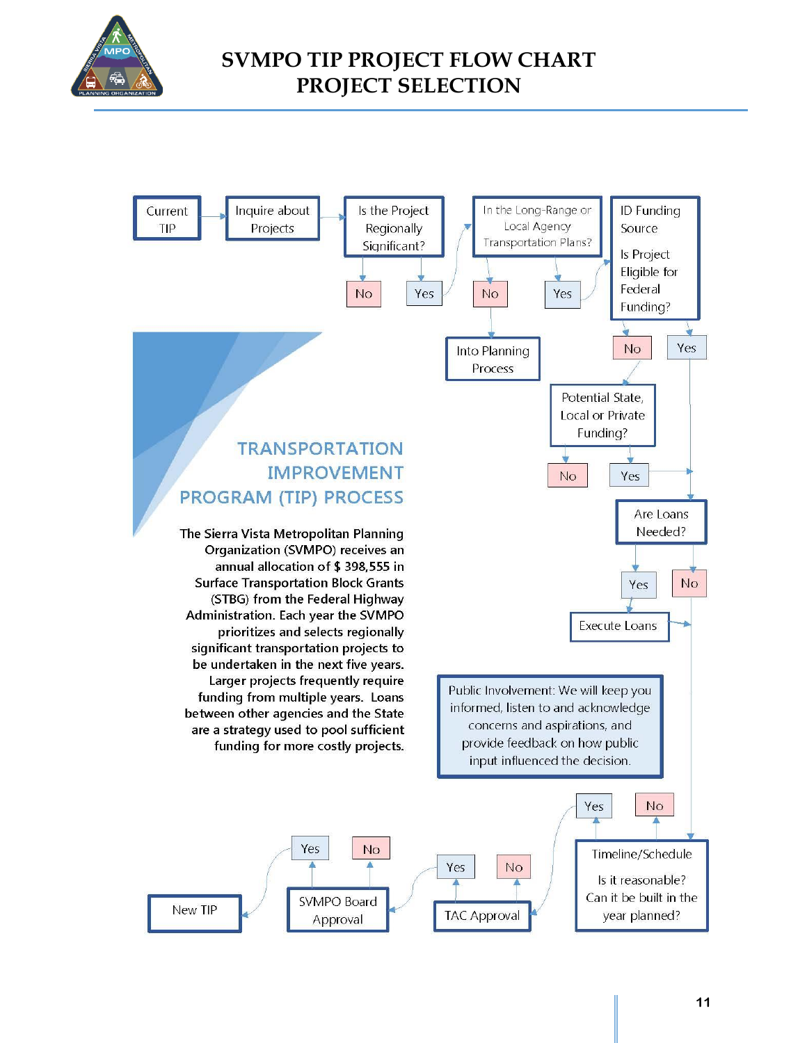# SVMPO TIP PROJECT FLOW CHART
# PROJECT SELECTION

Current TIP

Inquire about Projects

Is the Project Regionally Significant?

No

Yes

In the Long-Range or Local Agency Transportation Plans?

No

Yes

Into Planning Process

ID Funding Source

Is Project Eligible for Federal Funding?

No

Yes

Potential State, Local or Private Funding?

No

Yes

Are Loans Needed?

Yes

No

Execute Loans

Public Involvement: We will keep you informed, listen to and acknowledge concerns and aspirations, and provide feedback on how public input influenced the decision.

Timeline/Schedule

Is it reasonable? Can it be built in the year planned?

Yes

No

TAC Approval

Yes

No

SVMPO Board Approval

Yes

No

New TIP

## TRANSPORTATION IMPROVEMENT PROGRAM (TIP) PROCESS

The Sierra Vista Metropolitan Planning Organization (SVMPO) receives an annual allocation of $ 398,555 in Surface Transportation Block Grants (STBG) from the Federal Highway Administration. Each year the SVMPO prioritizes and selects regionally significant transportation projects to be undertaken in the next five years. Larger projects frequently require funding from multiple years. Loans between other agencies and the State are a strategy used to pool sufficient funding for more costly projects.